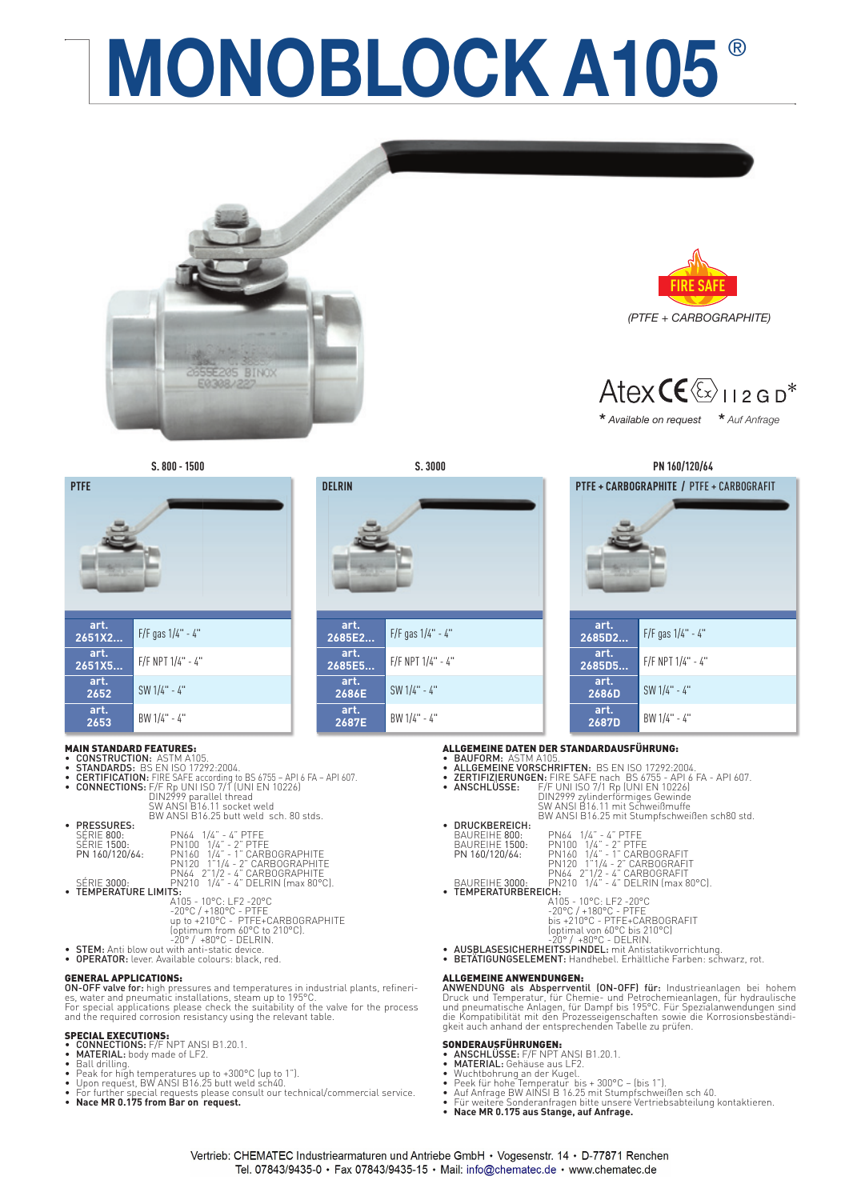# MONOBLOCK A105®

FIRE SAFE

*(PTFE + CARBOGRAPHITE)*

Atex CE Ex II 2 G D*

*\* Available on request* *\* Auf Anfrage*

| S. 800 - 1500 | | S. 3000 | | PN 160/120/64 | |
|---|---|---|---|---|---|
| PTFE | | DELRIN | | PTFE + CARBOGRAPHITE / PTFE + CARBOGRAFIT | |
| art. 2651X2... | F/F gas 1/4" - 4" | art. 2685E2... | F/F gas 1/4" - 4" | art. 2685D2... | F/F gas 1/4" - 4" |
| art. 2651X5... | F/F NPT 1/4" - 4" | art. 2685E5... | F/F NPT 1/4" - 4" | art. 2685D5... | F/F NPT 1/4" - 4" |
| art. 2652 | SW 1/4" - 4" | art. 2686E | SW 1/4" - 4" | art. 2686D | SW 1/4" - 4" |
| art. 2653 | BW 1/4" - 4" | art. 2687E | BW 1/4" - 4" | art. 2687D | BW 1/4" - 4" |

### MAIN STANDARD FEATURES:

- **CONSTRUCTION:** ASTM A105.
- **STANDARDS:** BS EN ISO 17292:2004.
- **CERTIFICATION:** FIRE SAFE according to BS 6755 – API 6 FA – API 607.
- **CONNECTIONS:** F/F Rp UNI ISO 7/1 (UNI EN 10226)
  DIN2999 parallel thread
  SW ANSI B16.11 socket weld
  BW ANSI B16.25 butt weld sch. 80 stds.
- **PRESSURES:**
  SÉRIE 800: PN64 1/4" - 4" PTFE
  SÉRIE 1500: PN100 1/4" - 2" PTFE
  PN 160/120/64: PN160 1/4" - 1" CARBOGRAPHITE
  PN120 1"1/4 - 2" CARBOGRAPHITE
  PN64 2"1/2 - 4" CARBOGRAPHITE
  SÉRIE 3000: PN210 1/4" - 4" DELRIN (max 80°C).
- **TEMPERATURE LIMITS:**
  A105 - 10°C: LF2 -20°C
  -20°C / +180°C - PTFE
  up to +210°C - PTFE+CARBOGRAPHITE
  (optimum from 60°C to 210°C).
  -20° / +80°C - DELRIN.
- **STEM:** Anti blow out with anti-static device.
- **OPERATOR:** lever. Available colours: black, red.

### GENERAL APPLICATIONS:

**ON-OFF valve for:** high pressures and temperatures in industrial plants, refineries, water and pneumatic installations, steam up to 195°C.
For special applications please check the suitability of the valve for the process and the required corrosion resistancy using the relevant table.

### SPECIAL EXECUTIONS:

- **CONNECTIONS:** F/F NPT ANSI B1.20.1.
- **MATERIAL:** body made of LF2.
- Ball drilling.
- Peak for high temperatures up to +300°C (up to 1").
- Upon request, BW ANSI B16.25 butt weld sch40.
- For further special requests please consult our technical/commercial service.
- **Nace MR 0.175 from Bar on request.**

### ALLGEMEINE DATEN DER STANDARDAUSFÜHRUNG:

- **BAUFORM:** ASTM A105.
- **ALLGEMEINE VORSCHRIFTEN:** BS EN ISO 17292:2004.
- **ZERTIFIZIERUNGEN:** FIRE SAFE nach BS 6755 - API 6 FA - API 607.
- **ANSCHLÜSSE:** F/F UNI ISO 7/1 Rp (UNI EN 10226)
  DIN2999 zylinderförmiges Gewinde
  SW ANSI B16.11 mit Schweißmuffe
  BW ANSI B16.25 mit Stumpfschweißen sch80 std.
- **DRUCKBEREICH:**
  BAUREIHE 800: PN64 1/4" - 4" PTFE
  BAUREIHE 1500: PN100 1/4" - 2" PTFE
  PN 160/120/64: PN160 1/4" - 1" CARBOGRAFIT
  PN120 1"1/4 - 2" CARBOGRAFIT
  PN64 2"1/2 - 4" CARBOGRAFIT
  BAUREIHE 3000: PN210 1/4" - 4" DELRIN (max 80°C).
- **TEMPERATURBEREICH:**
  A105 - 10°C: LF2 -20°C
  -20°C / +180°C - PTFE
  bis +210°C - PTFE+CARBOGRAFIT
  (optimal von 60°C bis 210°C)
  -20° / +80°C - DELRIN.
- **AUSBLASESICHERHEITSSPINDEL:** mit Antistatikvorrichtung.
- **BETÄTIGUNGSELEMENT:** Handhebel. Erhältliche Farben: schwarz, rot.

### ALLGEMEINE ANWENDUNGEN:

**ANWENDUNG als Absperrventil (ON-OFF) für:** Industrieanlagen bei hohem Druck und Temperatur, für Chemie- und Petrochemieanlagen, für hydraulische und pneumatische Anlagen, für Dampf bis 195°C. Für Spezialanwendungen sind die Kompatibilität mit den Prozesseigenschaften sowie die Korrosionsbeständigkeit auch anhand der entsprechenden Tabelle zu prüfen.

### SONDERAUSFÜHRUNGEN:

- **ANSCHLÜSSE:** F/F NPT ANSI B1.20.1.
- **MATERIAL:** Gehäuse aus LF2.
- Wuchtbohrung an der Kugel.
- Peek für hohe Temperatur bis + 300°C – (bis 1").
- Auf Anfrage BW AINSI B 16.25 mit Stumpfschweißen sch 40.
- Für weitere Sonderanfragen bitte unsere Vertriebsabteilung kontaktieren.
- **Nace MR 0.175 aus Stange, auf Anfrage.**

Vertrieb: CHEMATEC Industriearmaturen und Antriebe GmbH • Vogesenstr. 14 • D-77871 Renchen
Tel. 07843/9435-0 • Fax 07843/9435-15 • Mail: info@chematec.de • www.chematec.de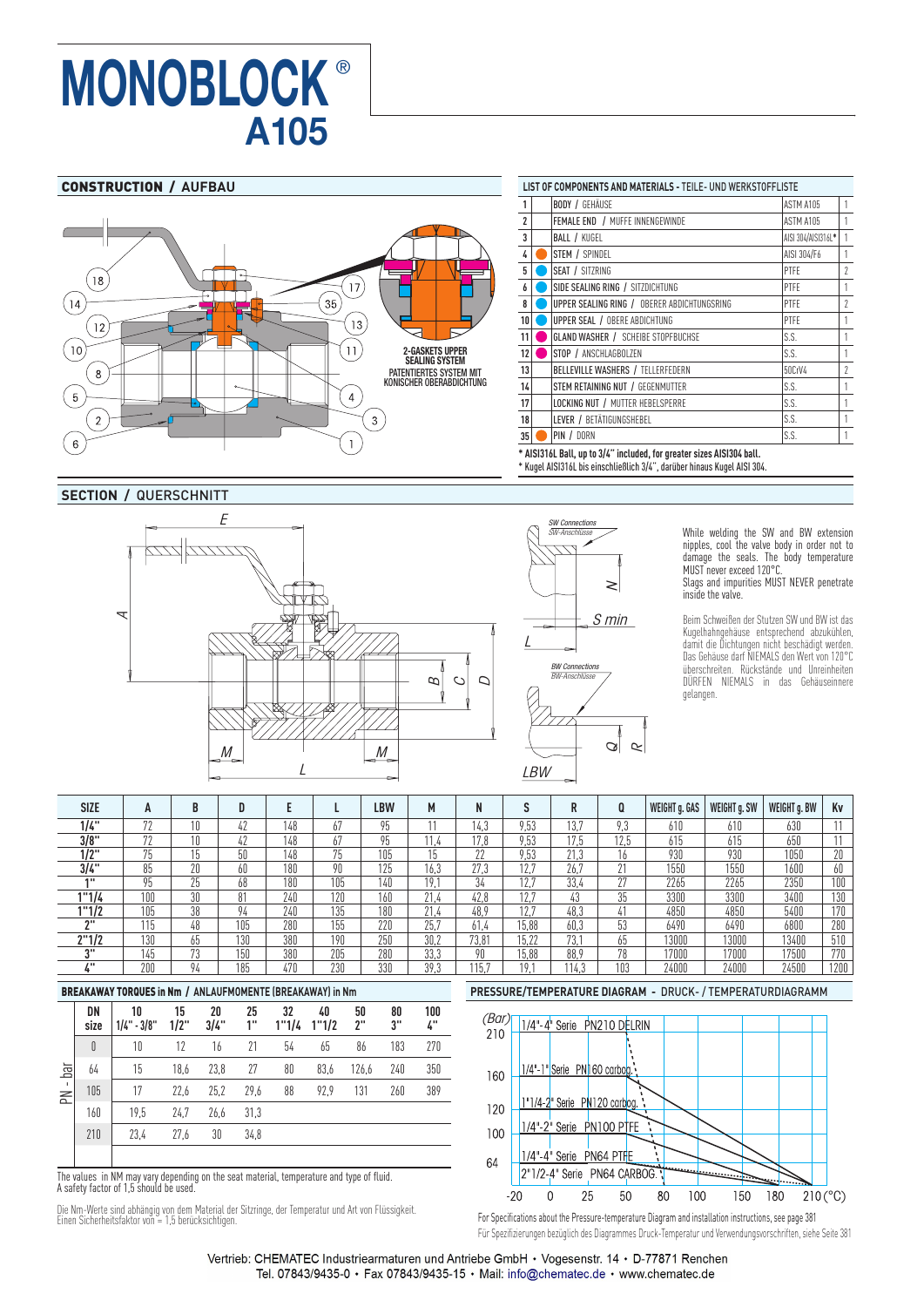# MONOBLOCK®
## A105

## CONSTRUCTION / AUFBAU

2-GASKETS UPPER SEALING SYSTEM
PATENTIERTES SYSTEM MIT KONISCHER OBERABDICHTUNG

### LIST OF COMPONENTS AND MATERIALS - TEILE- UND WERKSTOFFLISTE

| | | | |
|---|---|---|---|
| 1 | BODY / GEHÄUSE | ASTM A105 | 1 |
| 2 | FEMALE END / MUFFE INNENGEWINDE | ASTM A105 | 1 |
| 3 | BALL / KUGEL | AISI 304/AISI316L* | 1 |
| 4 | STEM / SPINDEL | AISI 304/F6 | 1 |
| 5 | SEAT / SITZRING | PTFE | 2 |
| 6 | SIDE SEALING RING / SITZDICHTUNG | PTFE | 1 |
| 8 | UPPER SEALING RING / OBERER ABDICHTUNGSRING | PTFE | 2 |
| 10 | UPPER SEAL / OBERE ABDICHTUNG | PTFE | 1 |
| 11 | GLAND WASHER / SCHEIBE STOPFBUCHSE | S.S. | 1 |
| 12 | STOP / ANSCHLAGBOLZEN | S.S. | 1 |
| 13 | BELLEVILLE WASHERS / TELLERFEDERN | 50CrV4 | 2 |
| 14 | STEM RETAINING NUT / GEGENMUTTER | S.S. | 1 |
| 17 | LOCKING NUT / MUTTER HEBELSPERRE | S.S. | 1 |
| 18 | LEVER / BETÄTIGUNGSHEBEL | S.S. | 1 |
| 35 | PIN / DORN | S.S. | 1 |

* AISI316L Ball, up to 3/4" included, for greater sizes AISI304 ball.
* Kugel AISI316L bis einschließlich 3/4", darüber hinaus Kugel AISI 304.

## SECTION / QUERSCHNITT

SW Connections
SW-Anschlüsse

BW Connections
BW-Anschlüsse

While welding the SW and BW extension nipples, cool the valve body in order not to damage the seals. The body temperature MUST never exceed 120°C.
Slags and impurities MUST NEVER penetrate inside the valve.

Beim Schweißen der Stutzen SW und BW ist das Kugelhahngehäuse entsprechend abzukühlen, damit die Dichtungen nicht beschädigt werden. Das Gehäuse darf NIEMALS den Wert von 120°C überschreiten. Rückstände und Unreinheiten DÜRFEN NIEMALS in das Gehäuseinnere gelangen.

| SIZE | A | B | D | E | L | LBW | M | N | S | R | Q | WEIGHT g. GAS | WEIGHT g. SW | WEIGHT g. BW | Kv |
|---|---|---|---|---|---|---|---|---|---|---|---|---|---|---|---|
| 1/4" | 72 | 10 | 42 | 148 | 67 | 95 | 11 | 14,3 | 9,53 | 13,7 | 9,3 | 610 | 610 | 630 | 11 |
| 3/8" | 72 | 10 | 42 | 148 | 67 | 95 | 11,4 | 17,8 | 9,53 | 17,5 | 12,5 | 615 | 615 | 650 | 11 |
| 1/2" | 75 | 15 | 50 | 148 | 75 | 105 | 15 | 22 | 9,53 | 21,3 | 16 | 930 | 930 | 1050 | 20 |
| 3/4" | 85 | 20 | 60 | 180 | 90 | 125 | 16,3 | 27,3 | 12,7 | 26,7 | 21 | 1550 | 1550 | 1600 | 60 |
| 1" | 95 | 25 | 68 | 180 | 105 | 140 | 19,1 | 34 | 12,7 | 33,4 | 27 | 2265 | 2265 | 2350 | 100 |
| 1"1/4 | 100 | 30 | 81 | 240 | 120 | 160 | 21,4 | 42,8 | 12,7 | 43 | 35 | 3300 | 3300 | 3400 | 130 |
| 1"1/2 | 105 | 38 | 94 | 240 | 135 | 180 | 21,4 | 48,9 | 12,7 | 48,3 | 41 | 4850 | 4850 | 5400 | 170 |
| 2" | 115 | 48 | 105 | 280 | 155 | 220 | 25,7 | 61,4 | 15,88 | 60,3 | 53 | 6490 | 6490 | 6800 | 280 |
| 2"1/2 | 130 | 65 | 130 | 380 | 190 | 250 | 30,2 | 73,81 | 15,22 | 73,1 | 65 | 13000 | 13000 | 13400 | 510 |
| 3" | 145 | 73 | 150 | 380 | 205 | 280 | 33,3 | 90 | 15,88 | 88,9 | 78 | 17000 | 17000 | 17500 | 770 |
| 4" | 200 | 94 | 185 | 470 | 230 | 330 | 39,3 | 115,7 | 19,1 | 114,3 | 103 | 24000 | 24000 | 24500 | 1200 |

### BREAKAWAY TORQUES in Nm / ANLAUFMOMENTE (BREAKAWAY) in Nm

| PN - bar | DN size | 10 1/4" - 3/8" | 15 1/2" | 20 3/4" | 25 1" | 32 1"1/4 | 40 1"1/2 | 50 2" | 80 3" | 100 4" |
|---|---|---|---|---|---|---|---|---|---|---|
| | 0 | 10 | 12 | 16 | 21 | 54 | 65 | 86 | 183 | 270 |
| | 64 | 15 | 18,6 | 23,8 | 27 | 80 | 83,6 | 126,6 | 240 | 350 |
| | 105 | 17 | 22,6 | 25,2 | 29,6 | 88 | 92,9 | 131 | 260 | 389 |
| | 160 | 19,5 | 24,7 | 26,6 | 31,3 | | | | | |
| | 210 | 23,4 | 27,6 | 30 | 34,8 | | | | | |

The values in NM may vary depending on the seat material, temperature and type of fluid.
A safety factor of 1,5 should be used.

Die Nm-Werte sind abhängig von dem Material der Sitzringe, der Temperatur und Art von Flüssigkeit.
Einen Sicherheitsfaktor von = 1,5 berücksichtigen.

### PRESSURE/TEMPERATURE DIAGRAM - DRUCK- / TEMPERATURDIAGRAMM

(Bar)
210
160
120
100
64
-20 0 25 50 80 100 150 180 210 (°C)

1/4"-4" Serie PN210 DELRIN
1/4"-1" Serie PN160 carbog.
1"1/4-2" Serie PN120 carbog.
1/4"-2" Serie PN100 PTFE
1/4"-4" Serie PN64 PTFE
2"1/2-4" Serie PN64 CARBOG.

For Specifications about the Pressure-temperature Diagram and installation instructions, see page 381
Für Spezifizierungen bezüglich des Diagrammes Druck-Temperatur und Verwendungsvorschriften, siehe Seite 381

Vertrieb: CHEMATEC Industriearmaturen und Antriebe GmbH • Vogesenstr. 14 • D-77871 Renchen
Tel. 07843/9435-0 • Fax 07843/9435-15 • Mail: info@chematec.de • www.chematec.de